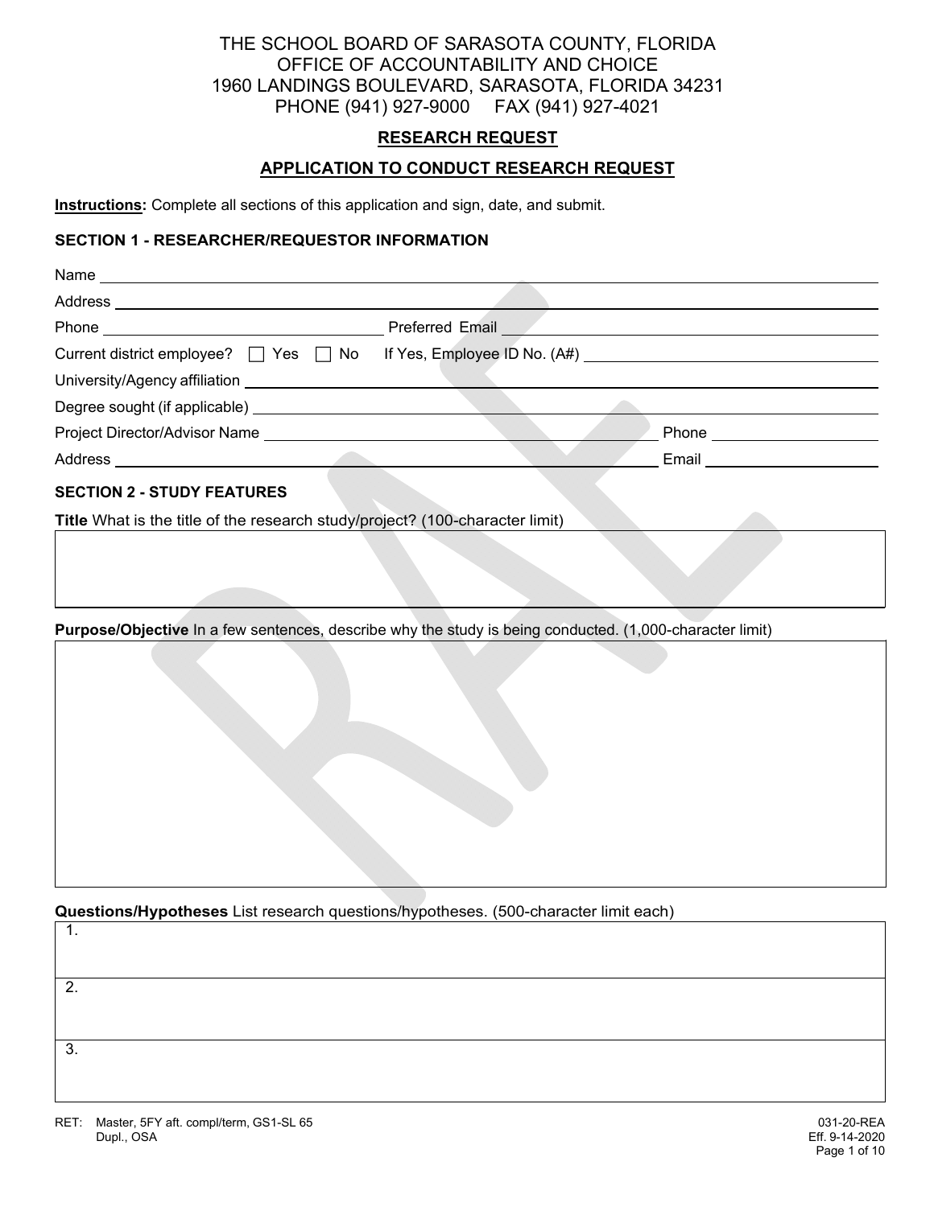THE SCHOOL BOARD OF SARASOTA COUNTY, FLORIDA
OFFICE OF ACCOUNTABILITY AND CHOICE
1960 LANDINGS BOULEVARD, SARASOTA, FLORIDA 34231
PHONE (941) 927-9000 FAX (941) 927-4021

# RESEARCH REQUEST

## APPLICATION TO CONDUCT RESEARCH REQUEST

**Instructions:** Complete all sections of this application and sign, date, and submit.

### SECTION 1 - RESEARCHER/REQUESTOR INFORMATION

Name ______________________________

Address ______________________________

Phone ______________________________ Preferred Email ______________________________

Current district employee? ☐ Yes ☐ No If Yes, Employee ID No. (A#) ______________________________

University/Agency affiliation ______________________________

Degree sought (if applicable) ______________________________

Project Director/Advisor Name ______________________________ Phone ______________________________

Address ______________________________ Email ______________________________

### SECTION 2 - STUDY FEATURES

**Title** What is the title of the research study/project? (100-character limit)

| |
|---|
| |

**Purpose/Objective** In a few sentences, describe why the study is being conducted. (1,000-character limit)

| |
|---|
| |

**Questions/Hypotheses** List research questions/hypotheses. (500-character limit each)

| |
|---|
| 1. |
| 2. |
| 3. |

RET: Master, 5FY aft. compl/term, GS1-SL 65
Dupl., OSA

031-20-REA
Eff. 9-14-2020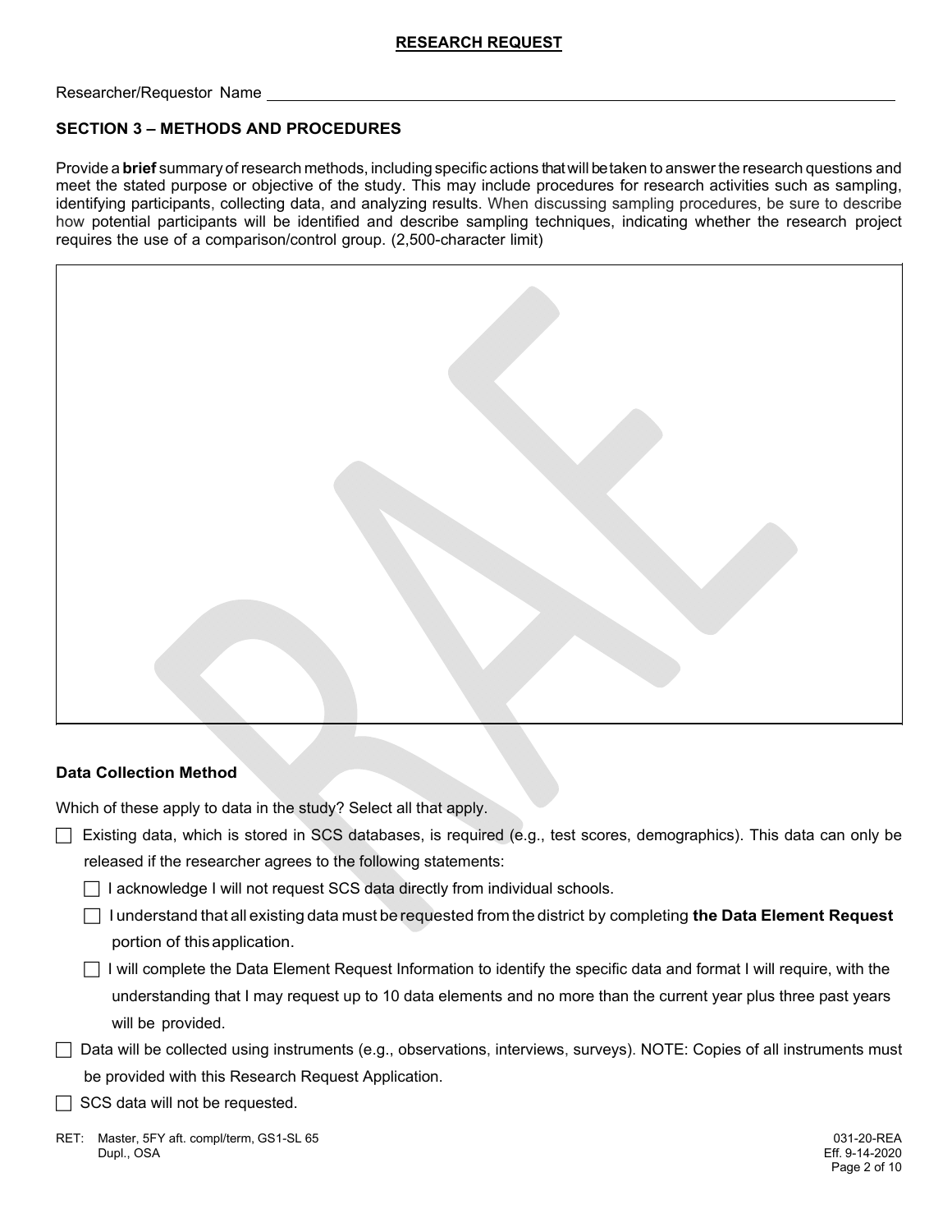## RESEARCH REQUEST

Researcher/Requestor Name ____________________________________________

### SECTION 3 – METHODS AND PROCEDURES

Provide a **brief** summary of research methods, including specific actions that will be taken to answer the research questions and meet the stated purpose or objective of the study. This may include procedures for research activities such as sampling, identifying participants, collecting data, and analyzing results. When discussing sampling procedures, be sure to describe how potential participants will be identified and describe sampling techniques, indicating whether the research project requires the use of a comparison/control group. (2,500-character limit)

### Data Collection Method

Which of these apply to data in the study? Select all that apply.

- ☐ Existing data, which is stored in SCS databases, is required (e.g., test scores, demographics). This data can only be released if the researcher agrees to the following statements:
  - ☐ I acknowledge I will not request SCS data directly from individual schools.
  - ☐ I understand that all existing data must be requested from the district by completing **the Data Element Request** portion of this application.
  - ☐ I will complete the Data Element Request Information to identify the specific data and format I will require, with the understanding that I may request up to 10 data elements and no more than the current year plus three past years will be provided.
- ☐ Data will be collected using instruments (e.g., observations, interviews, surveys). NOTE: Copies of all instruments must be provided with this Research Request Application.
- ☐ SCS data will not be requested.

RET: Master, 5FY aft. compl/term, GS1-SL 65
Dupl., OSA

031-20-REA
Eff. 9-14-2020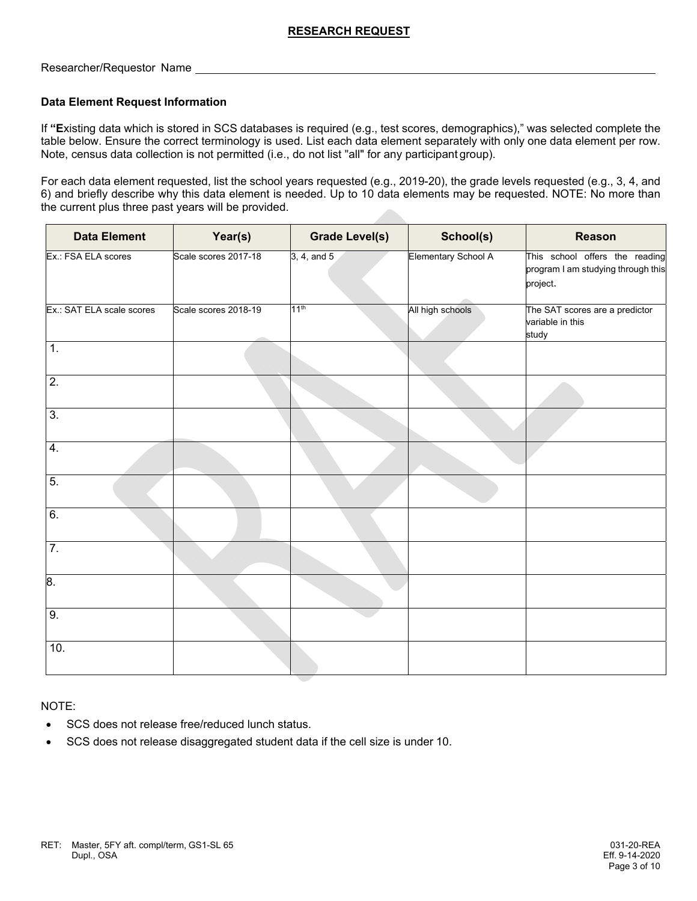## RESEARCH REQUEST

Researcher/Requestor Name ______________________________

### Data Element Request Information

If **"E**xisting data which is stored in SCS databases is required (e.g., test scores, demographics)," was selected complete the table below. Ensure the correct terminology is used. List each data element separately with only one data element per row. Note, census data collection is not permitted (i.e., do not list "all" for any participant group).

For each data element requested, list the school years requested (e.g., 2019-20), the grade levels requested (e.g., 3, 4, and 6) and briefly describe why this data element is needed. Up to 10 data elements may be requested. NOTE: No more than the current plus three past years will be provided.

| Data Element | Year(s) | Grade Level(s) | School(s) | Reason |
|---|---|---|---|---|
| Ex.: FSA ELA scores | Scale scores 2017-18 | 3, 4, and 5 | Elementary School A | This school offers the reading program I am studying through this project. |
| Ex.: SAT ELA scale scores | Scale scores 2018-19 | 11th | All high schools | The SAT scores are a predictor variable in this study |
| 1. | | | | |
| 2. | | | | |
| 3. | | | | |
| 4. | | | | |
| 5. | | | | |
| 6. | | | | |
| 7. | | | | |
| 8. | | | | |
| 9. | | | | |
| 10. | | | | |

NOTE:

- SCS does not release free/reduced lunch status.
- SCS does not release disaggregated student data if the cell size is under 10.

RET: Master, 5FY aft. compl/term, GS1-SL 65
Dupl., OSA

031-20-REA
Eff. 9-14-2020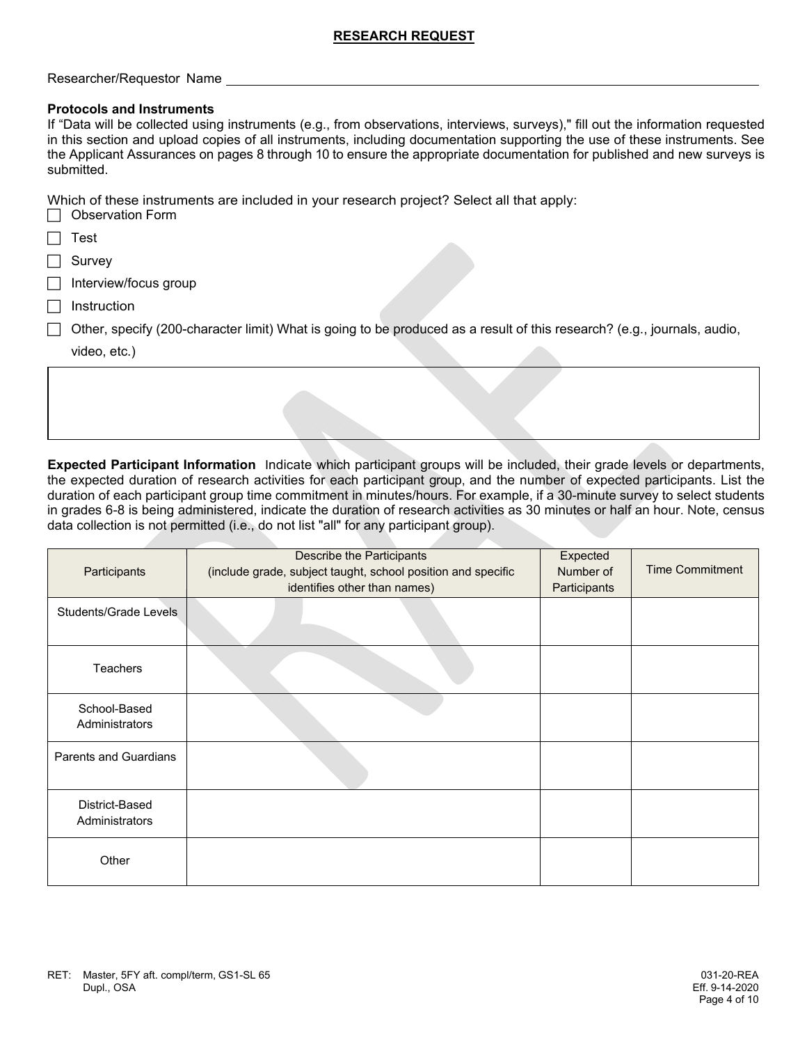## RESEARCH REQUEST

Researcher/Requestor Name \_\_\_\_\_\_\_\_\_\_\_\_\_\_\_\_\_\_\_\_\_\_\_\_\_\_\_\_\_\_\_\_\_\_\_\_\_\_\_\_

**Protocols and Instruments**

If "Data will be collected using instruments (e.g., from observations, interviews, surveys)," fill out the information requested in this section and upload copies of all instruments, including documentation supporting the use of these instruments. See the Applicant Assurances on pages 8 through 10 to ensure the appropriate documentation for published and new surveys is submitted.

Which of these instruments are included in your research project? Select all that apply:

- ☐ Observation Form
- ☐ Test
- ☐ Survey
- ☐ Interview/focus group
- ☐ Instruction
- ☐ Other, specify (200-character limit) What is going to be produced as a result of this research? (e.g., journals, audio, video, etc.)

| |
|---|
| |

**Expected Participant Information** Indicate which participant groups will be included, their grade levels or departments, the expected duration of research activities for each participant group, and the number of expected participants. List the duration of each participant group time commitment in minutes/hours. For example, if a 30-minute survey to select students in grades 6-8 is being administered, indicate the duration of research activities as 30 minutes or half an hour. Note, census data collection is not permitted (i.e., do not list "all" for any participant group).

| Participants | Describe the Participants (include grade, subject taught, school position and specific identifies other than names) | Expected Number of Participants | Time Commitment |
|---|---|---|---|
| Students/Grade Levels | | | |
| Teachers | | | |
| School-Based Administrators | | | |
| Parents and Guardians | | | |
| District-Based Administrators | | | |
| Other | | | |

RET: Master, 5FY aft. compl/term, GS1-SL 65
Dupl., OSA

031-20-REA
Eff. 9-14-2020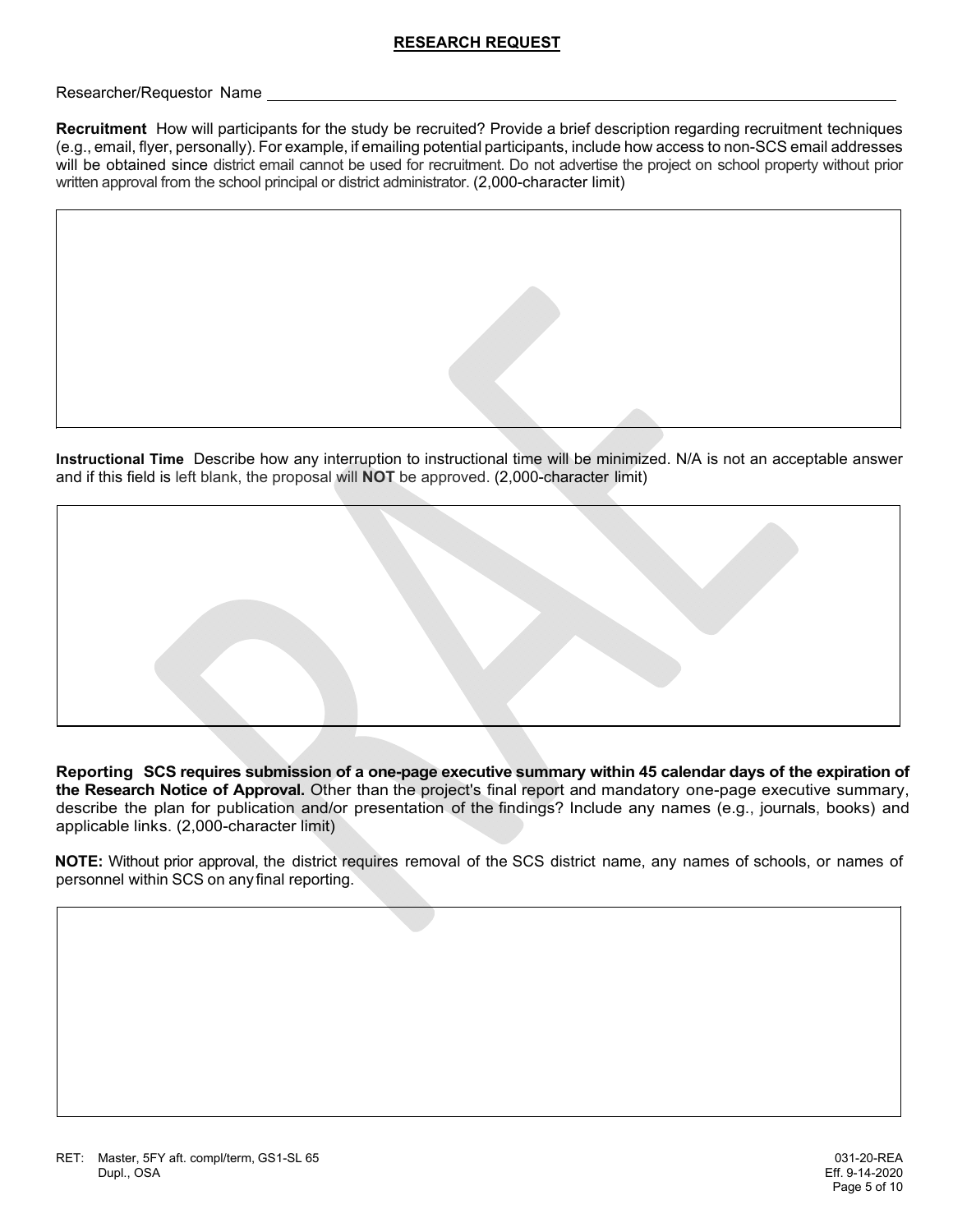## RESEARCH REQUEST

Researcher/Requestor Name \_\_\_\_\_\_\_\_\_\_\_\_\_\_\_\_\_\_\_\_\_\_\_\_\_\_\_\_\_\_\_\_\_\_\_\_\_\_\_\_

**Recruitment** How will participants for the study be recruited? Provide a brief description regarding recruitment techniques (e.g., email, flyer, personally). For example, if emailing potential participants, include how access to non-SCS email addresses will be obtained since district email cannot be used for recruitment. Do not advertise the project on school property without prior written approval from the school principal or district administrator. (2,000-character limit)

| |
|---|
| |

**Instructional Time** Describe how any interruption to instructional time will be minimized. N/A is not an acceptable answer and if this field is left blank, the proposal will **NOT** be approved. (2,000-character limit)

| |
|---|
| |

**Reporting SCS requires submission of a one-page executive summary within 45 calendar days of the expiration of the Research Notice of Approval.** Other than the project's final report and mandatory one-page executive summary, describe the plan for publication and/or presentation of the findings? Include any names (e.g., journals, books) and applicable links. (2,000-character limit)

**NOTE:** Without prior approval, the district requires removal of the SCS district name, any names of schools, or names of personnel within SCS on any final reporting.

| |
|---|
| |

RET: Master, 5FY aft. compl/term, GS1-SL 65
Dupl., OSA

031-20-REA
Eff. 9-14-2020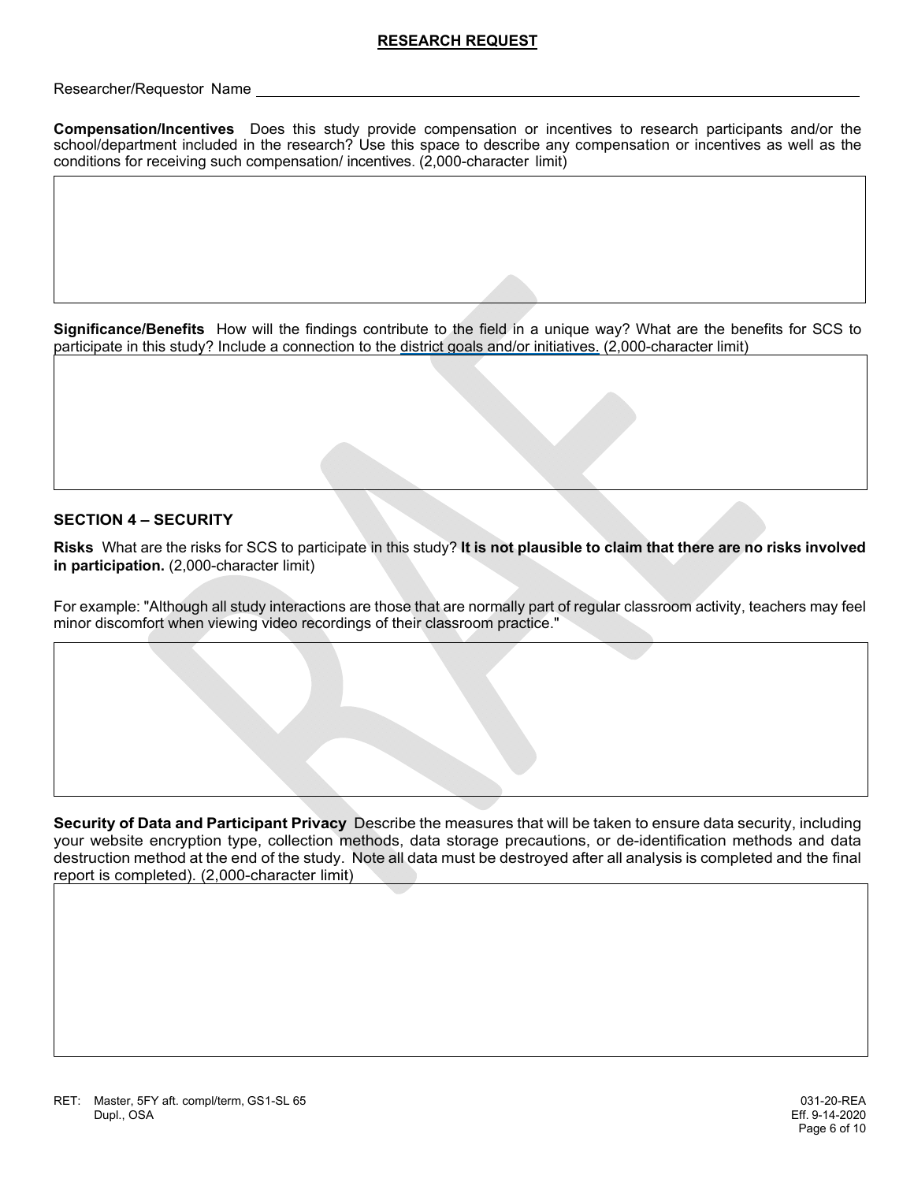## RESEARCH REQUEST

Researcher/Requestor Name ______________________________

**Compensation/Incentives** Does this study provide compensation or incentives to research participants and/or the school/department included in the research? Use this space to describe any compensation or incentives as well as the conditions for receiving such compensation/ incentives. (2,000-character limit)

**Significance/Benefits** How will the findings contribute to the field in a unique way? What are the benefits for SCS to participate in this study? Include a connection to the district goals and/or initiatives. (2,000-character limit)

### SECTION 4 – SECURITY

**Risks** What are the risks for SCS to participate in this study? **It is not plausible to claim that there are no risks involved in participation.** (2,000-character limit)

For example: "Although all study interactions are those that are normally part of regular classroom activity, teachers may feel minor discomfort when viewing video recordings of their classroom practice."

**Security of Data and Participant Privacy** Describe the measures that will be taken to ensure data security, including your website encryption type, collection methods, data storage precautions, or de-identification methods and data destruction method at the end of the study. Note all data must be destroyed after all analysis is completed and the final report is completed). (2,000-character limit)

RET: Master, 5FY aft. compl/term, GS1-SL 65
Dupl., OSA

031-20-REA
Eff. 9-14-2020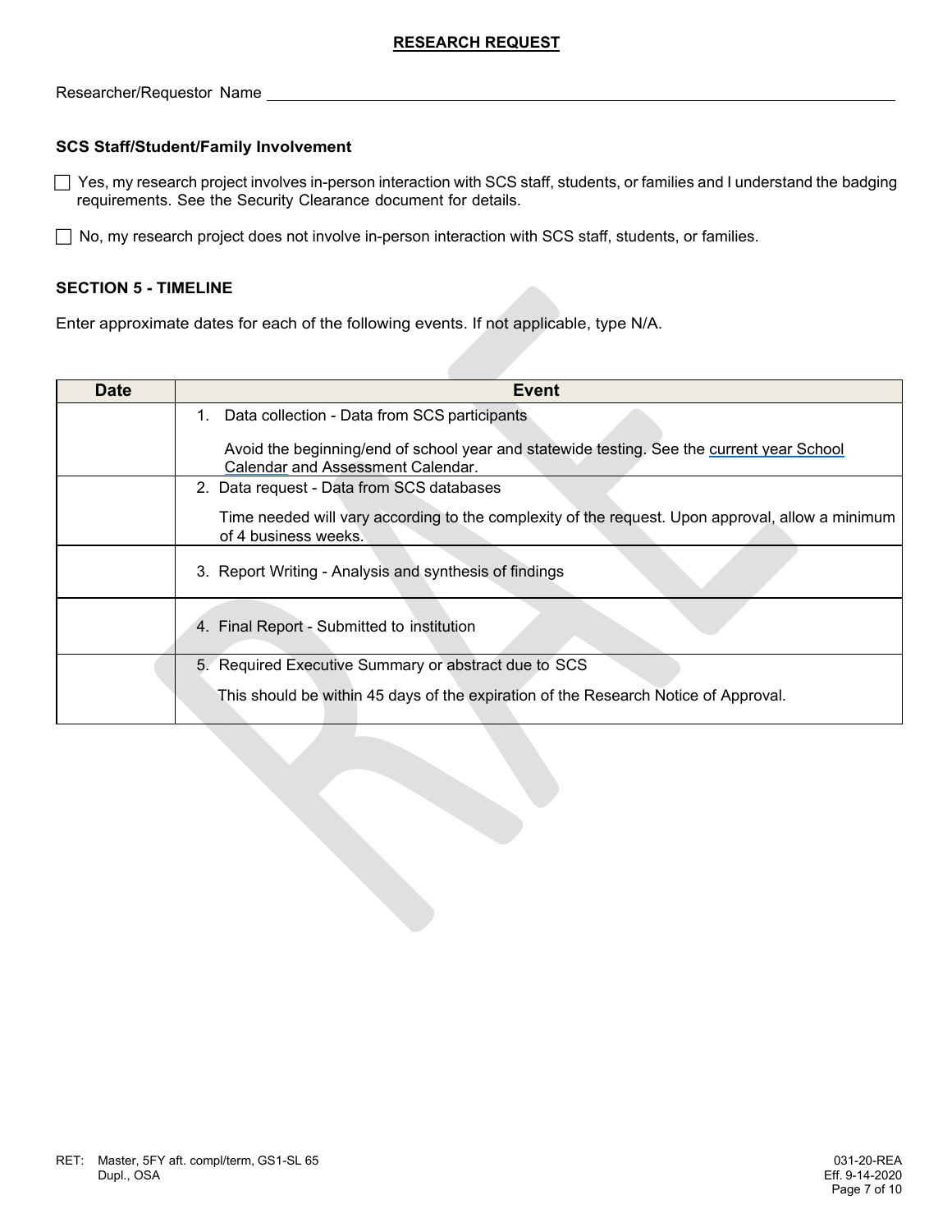## RESEARCH REQUEST

Researcher/Requestor Name ______________________________

### SCS Staff/Student/Family Involvement

☐ Yes, my research project involves in-person interaction with SCS staff, students, or families and I understand the badging requirements. See the Security Clearance document for details.

☐ No, my research project does not involve in-person interaction with SCS staff, students, or families.

### SECTION 5 - TIMELINE

Enter approximate dates for each of the following events. If not applicable, type N/A.

| Date | Event |
|---|---|
| | 1. Data collection - Data from SCS participants<br><br>Avoid the beginning/end of school year and statewide testing. See the current year School Calendar and Assessment Calendar. |
| | 2. Data request - Data from SCS databases<br><br>Time needed will vary according to the complexity of the request. Upon approval, allow a minimum of 4 business weeks. |
| | 3. Report Writing - Analysis and synthesis of findings |
| | 4. Final Report - Submitted to institution |
| | 5. Required Executive Summary or abstract due to SCS<br><br>This should be within 45 days of the expiration of the Research Notice of Approval. |

RET: Master, 5FY aft. compl/term, GS1-SL 65
Dupl., OSA

031-20-REA
Eff. 9-14-2020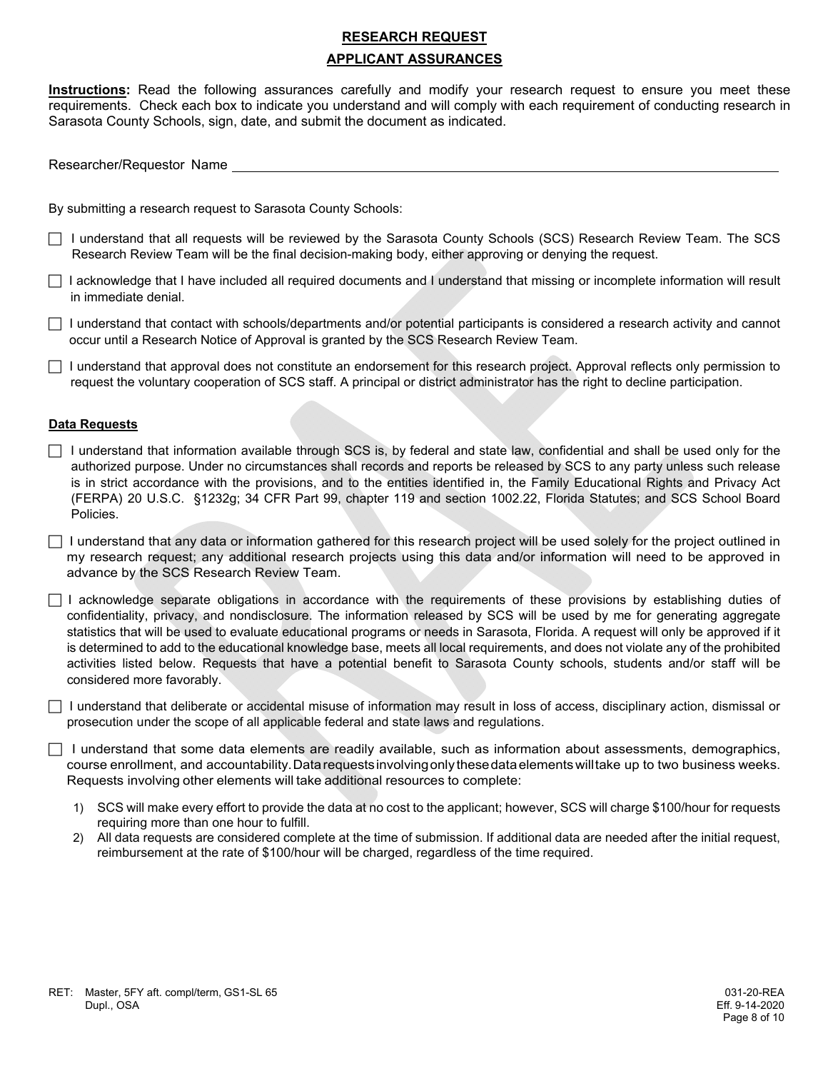## RESEARCH REQUEST

## APPLICANT ASSURANCES

**Instructions:** Read the following assurances carefully and modify your research request to ensure you meet these requirements. Check each box to indicate you understand and will comply with each requirement of conducting research in Sarasota County Schools, sign, date, and submit the document as indicated.

Researcher/Requestor Name ______________________________________________

By submitting a research request to Sarasota County Schools:

- ☐ I understand that all requests will be reviewed by the Sarasota County Schools (SCS) Research Review Team. The SCS Research Review Team will be the final decision-making body, either approving or denying the request.
- ☐ I acknowledge that I have included all required documents and I understand that missing or incomplete information will result in immediate denial.
- ☐ I understand that contact with schools/departments and/or potential participants is considered a research activity and cannot occur until a Research Notice of Approval is granted by the SCS Research Review Team.
- ☐ I understand that approval does not constitute an endorsement for this research project. Approval reflects only permission to request the voluntary cooperation of SCS staff. A principal or district administrator has the right to decline participation.

### Data Requests

- ☐ I understand that information available through SCS is, by federal and state law, confidential and shall be used only for the authorized purpose. Under no circumstances shall records and reports be released by SCS to any party unless such release is in strict accordance with the provisions, and to the entities identified in, the Family Educational Rights and Privacy Act (FERPA) 20 U.S.C. §1232g; 34 CFR Part 99, chapter 119 and section 1002.22, Florida Statutes; and SCS School Board Policies.
- ☐ I understand that any data or information gathered for this research project will be used solely for the project outlined in my research request; any additional research projects using this data and/or information will need to be approved in advance by the SCS Research Review Team.
- ☐ I acknowledge separate obligations in accordance with the requirements of these provisions by establishing duties of confidentiality, privacy, and nondisclosure. The information released by SCS will be used by me for generating aggregate statistics that will be used to evaluate educational programs or needs in Sarasota, Florida. A request will only be approved if it is determined to add to the educational knowledge base, meets all local requirements, and does not violate any of the prohibited activities listed below. Requests that have a potential benefit to Sarasota County schools, students and/or staff will be considered more favorably.
- ☐ I understand that deliberate or accidental misuse of information may result in loss of access, disciplinary action, dismissal or prosecution under the scope of all applicable federal and state laws and regulations.
- ☐ I understand that some data elements are readily available, such as information about assessments, demographics, course enrollment, and accountability. Data requests involving only these data elements will take up to two business weeks. Requests involving other elements will take additional resources to complete:
    1) SCS will make every effort to provide the data at no cost to the applicant; however, SCS will charge $100/hour for requests requiring more than one hour to fulfill.
    2) All data requests are considered complete at the time of submission. If additional data are needed after the initial request, reimbursement at the rate of $100/hour will be charged, regardless of the time required.

RET: Master, 5FY aft. compl/term, GS1-SL 65
Dupl., OSA

031-20-REA
Eff. 9-14-2020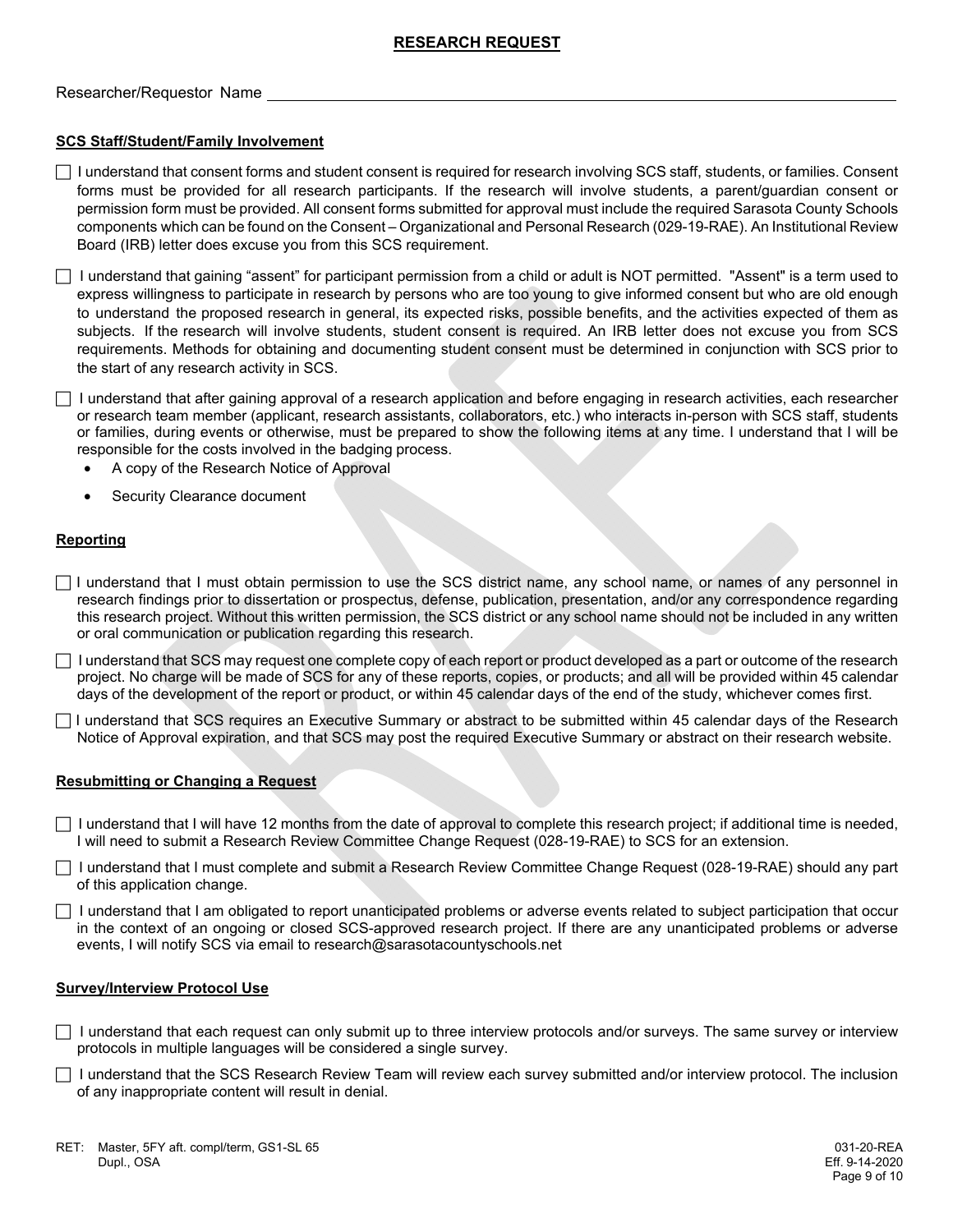# RESEARCH REQUEST

Researcher/Requestor Name ______________________________

## SCS Staff/Student/Family Involvement

☐ I understand that consent forms and student consent is required for research involving SCS staff, students, or families. Consent forms must be provided for all research participants. If the research will involve students, a parent/guardian consent or permission form must be provided. All consent forms submitted for approval must include the required Sarasota County Schools components which can be found on the Consent – Organizational and Personal Research (029-19-RAE). An Institutional Review Board (IRB) letter does excuse you from this SCS requirement.

☐ I understand that gaining "assent" for participant permission from a child or adult is NOT permitted. "Assent" is a term used to express willingness to participate in research by persons who are too young to give informed consent but who are old enough to understand the proposed research in general, its expected risks, possible benefits, and the activities expected of them as subjects. If the research will involve students, student consent is required. An IRB letter does not excuse you from SCS requirements. Methods for obtaining and documenting student consent must be determined in conjunction with SCS prior to the start of any research activity in SCS.

☐ I understand that after gaining approval of a research application and before engaging in research activities, each researcher or research team member (applicant, research assistants, collaborators, etc.) who interacts in-person with SCS staff, students or families, during events or otherwise, must be prepared to show the following items at any time. I understand that I will be responsible for the costs involved in the badging process.

- A copy of the Research Notice of Approval
- Security Clearance document

## Reporting

☐ I understand that I must obtain permission to use the SCS district name, any school name, or names of any personnel in research findings prior to dissertation or prospectus, defense, publication, presentation, and/or any correspondence regarding this research project. Without this written permission, the SCS district or any school name should not be included in any written or oral communication or publication regarding this research.

☐ I understand that SCS may request one complete copy of each report or product developed as a part or outcome of the research project. No charge will be made of SCS for any of these reports, copies, or products; and all will be provided within 45 calendar days of the development of the report or product, or within 45 calendar days of the end of the study, whichever comes first.

☐ I understand that SCS requires an Executive Summary or abstract to be submitted within 45 calendar days of the Research Notice of Approval expiration, and that SCS may post the required Executive Summary or abstract on their research website.

## Resubmitting or Changing a Request

☐ I understand that I will have 12 months from the date of approval to complete this research project; if additional time is needed, I will need to submit a Research Review Committee Change Request (028-19-RAE) to SCS for an extension.

☐ I understand that I must complete and submit a Research Review Committee Change Request (028-19-RAE) should any part of this application change.

☐ I understand that I am obligated to report unanticipated problems or adverse events related to subject participation that occur in the context of an ongoing or closed SCS-approved research project. If there are any unanticipated problems or adverse events, I will notify SCS via email to research@sarasotacountyschools.net

## Survey/Interview Protocol Use

☐ I understand that each request can only submit up to three interview protocols and/or surveys. The same survey or interview protocols in multiple languages will be considered a single survey.

☐ I understand that the SCS Research Review Team will review each survey submitted and/or interview protocol. The inclusion of any inappropriate content will result in denial.

RET: Master, 5FY aft. compl/term, GS1-SL 65
Dupl., OSA

031-20-REA
Eff. 9-14-2020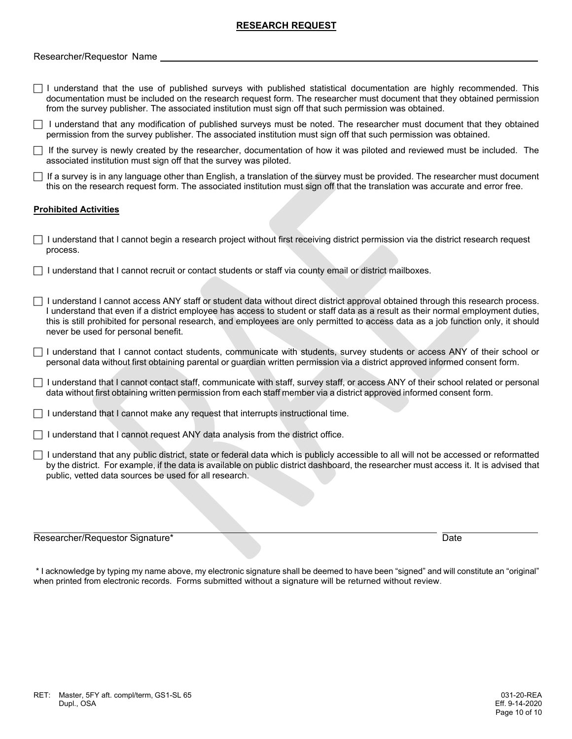## RESEARCH REQUEST

Researcher/Requestor Name \_\_\_\_\_\_\_\_\_\_\_\_\_\_\_\_\_\_\_\_\_\_\_\_\_\_\_\_\_\_\_\_\_\_\_\_\_\_\_\_

- ☐ I understand that the use of published surveys with published statistical documentation are highly recommended. This documentation must be included on the research request form. The researcher must document that they obtained permission from the survey publisher. The associated institution must sign off that such permission was obtained.
- ☐ I understand that any modification of published surveys must be noted. The researcher must document that they obtained permission from the survey publisher. The associated institution must sign off that such permission was obtained.
- ☐ If the survey is newly created by the researcher, documentation of how it was piloted and reviewed must be included. The associated institution must sign off that the survey was piloted.
- ☐ If a survey is in any language other than English, a translation of the survey must be provided. The researcher must document this on the research request form. The associated institution must sign off that the translation was accurate and error free.

**Prohibited Activities**

- ☐ I understand that I cannot begin a research project without first receiving district permission via the district research request process.
- ☐ I understand that I cannot recruit or contact students or staff via county email or district mailboxes.
- ☐ I understand I cannot access ANY staff or student data without direct district approval obtained through this research process. I understand that even if a district employee has access to student or staff data as a result as their normal employment duties, this is still prohibited for personal research, and employees are only permitted to access data as a job function only, it should never be used for personal benefit.
- ☐ I understand that I cannot contact students, communicate with students, survey students or access ANY of their school or personal data without first obtaining parental or guardian written permission via a district approved informed consent form.
- ☐ I understand that I cannot contact staff, communicate with staff, survey staff, or access ANY of their school related or personal data without first obtaining written permission from each staff member via a district approved informed consent form.
- ☐ I understand that I cannot make any request that interrupts instructional time.
- ☐ I understand that I cannot request ANY data analysis from the district office.
- ☐ I understand that any public district, state or federal data which is publicly accessible to all will not be accessed or reformatted by the district. For example, if the data is available on public district dashboard, the researcher must access it. It is advised that public, vetted data sources be used for all research.

\_\_\_\_\_\_\_\_\_\_\_\_\_\_\_\_\_\_\_\_\_\_\_\_\_\_\_\_\_\_\_\_\_\_\_\_\_\_\_\_ \_\_\_\_\_\_\_\_\_\_\_\_\_\_\_\_

Researcher/Requestor Signature* Date

\* I acknowledge by typing my name above, my electronic signature shall be deemed to have been "signed" and will constitute an "original" when printed from electronic records. Forms submitted without a signature will be returned without review.

RET: Master, 5FY aft. compl/term, GS1-SL 65
Dupl., OSA

031-20-REA
Eff. 9-14-2020